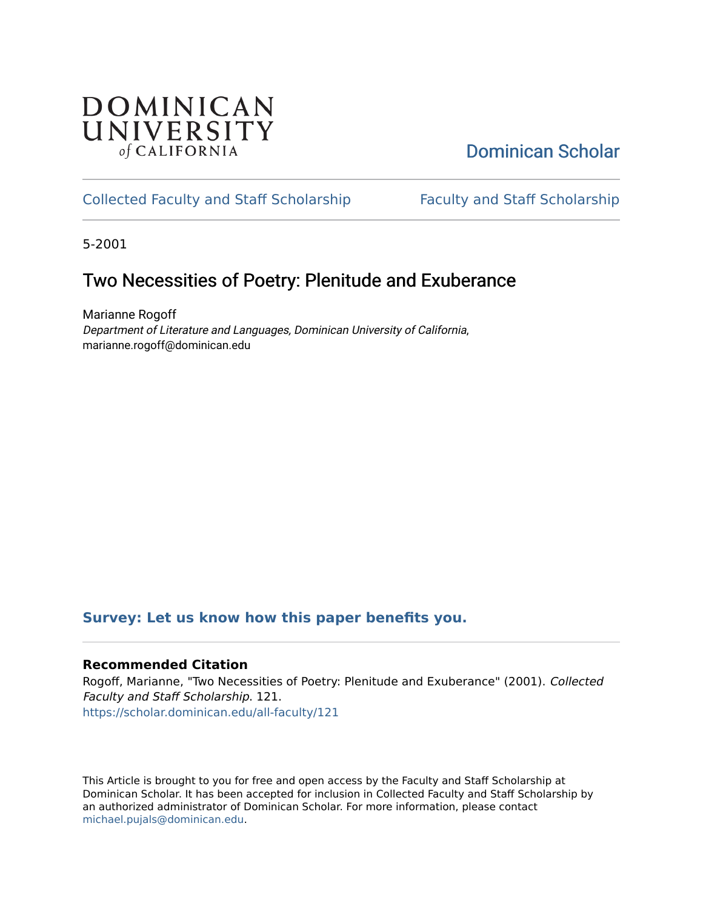DOMINICAN UNIVERSITY of CALIFORNIA

Dominican Scholar

Collected Faculty and Staff Scholarship | Faculty and Staff Scholarship

5-2001

# Two Necessities of Poetry: Plenitude and Exuberance

Marianne Rogoff
*Department of Literature and Languages, Dominican University of California*, marianne.rogoff@dominican.edu

**Survey: Let us know how this paper benefits you.**

**Recommended Citation**
Rogoff, Marianne, "Two Necessities of Poetry: Plenitude and Exuberance" (2001). *Collected Faculty and Staff Scholarship*. 121.
https://scholar.dominican.edu/all-faculty/121

This Article is brought to you for free and open access by the Faculty and Staff Scholarship at Dominican Scholar. It has been accepted for inclusion in Collected Faculty and Staff Scholarship by an authorized administrator of Dominican Scholar. For more information, please contact michael.pujals@dominican.edu.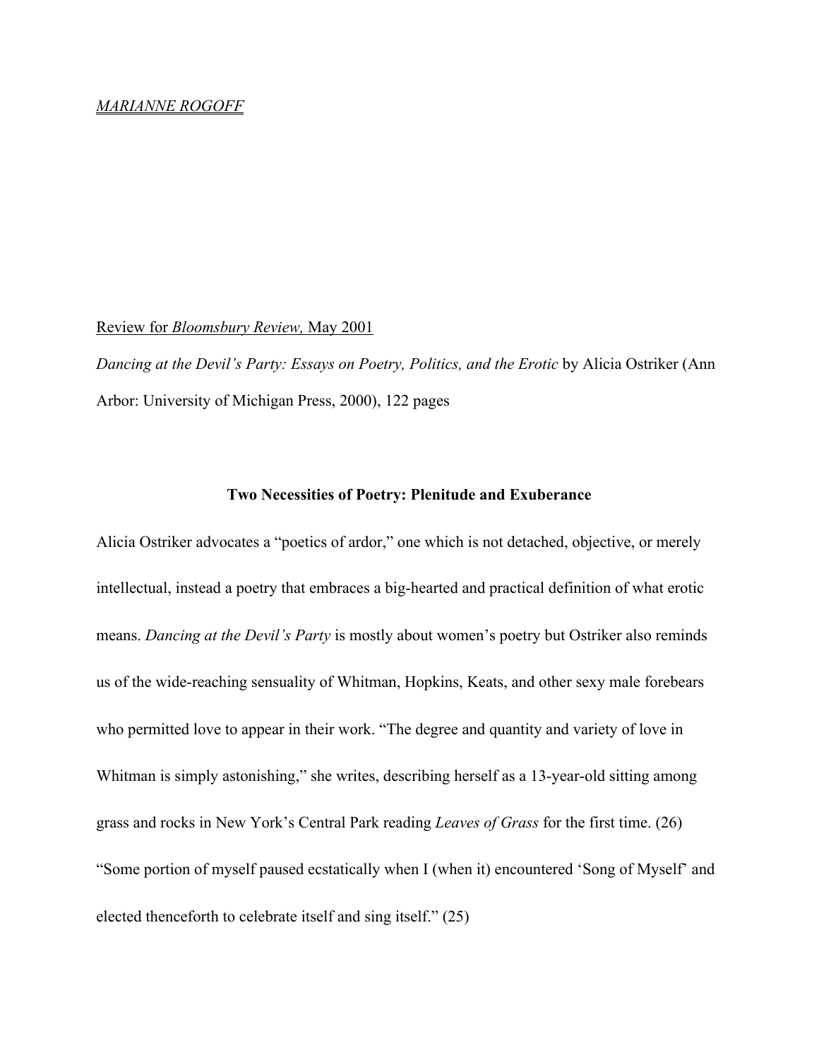<u>*MARIANNE ROGOFF*</u>

<u>Review for *Bloomsbury Review,* May 2001</u>

*Dancing at the Devil's Party: Essays on Poetry, Politics, and the Erotic* by Alicia Ostriker (Ann Arbor: University of Michigan Press, 2000), 122 pages

**Two Necessities of Poetry: Plenitude and Exuberance**

Alicia Ostriker advocates a "poetics of ardor," one which is not detached, objective, or merely intellectual, instead a poetry that embraces a big-hearted and practical definition of what erotic means. *Dancing at the Devil's Party* is mostly about women's poetry but Ostriker also reminds us of the wide-reaching sensuality of Whitman, Hopkins, Keats, and other sexy male forebears who permitted love to appear in their work. "The degree and quantity and variety of love in Whitman is simply astonishing," she writes, describing herself as a 13-year-old sitting among grass and rocks in New York's Central Park reading *Leaves of Grass* for the first time. (26) "Some portion of myself paused ecstatically when I (when it) encountered 'Song of Myself' and elected thenceforth to celebrate itself and sing itself." (25)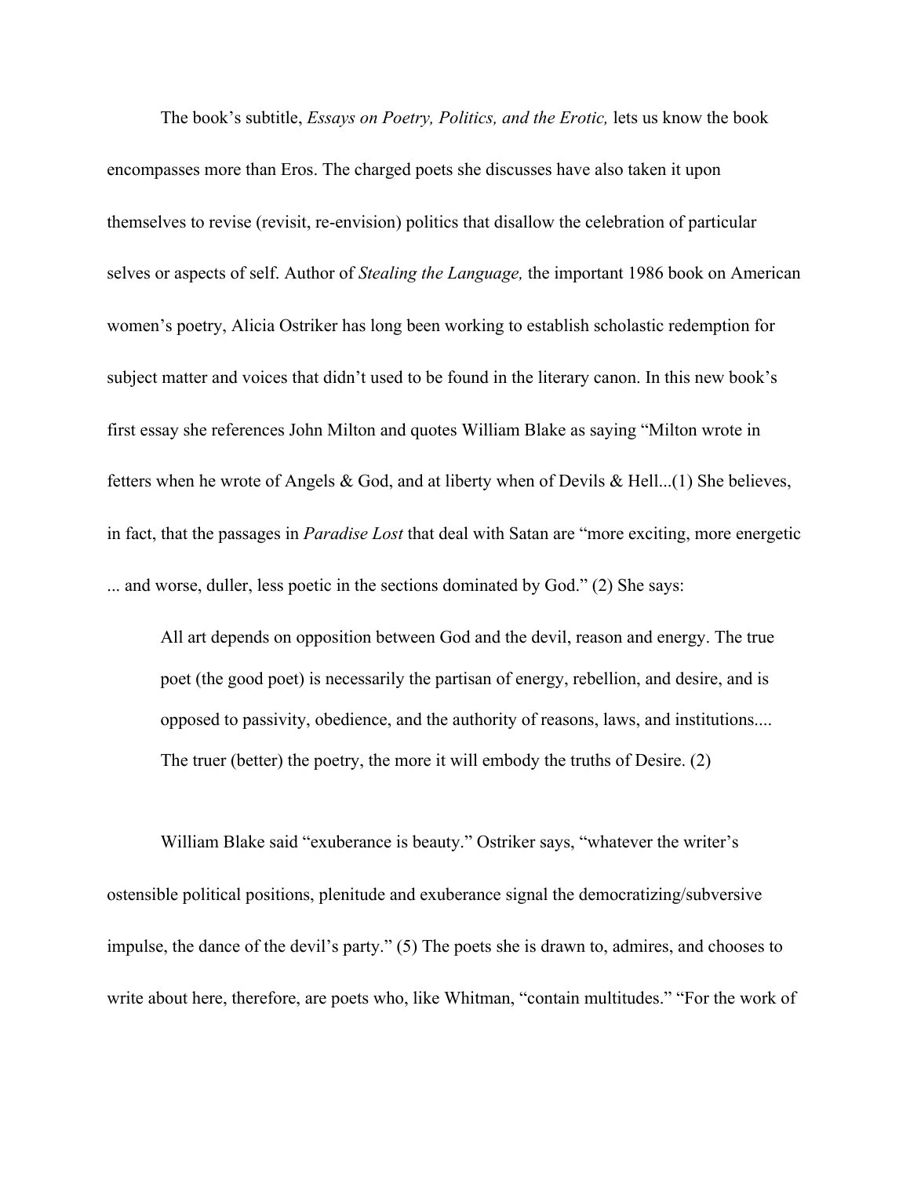The book's subtitle, *Essays on Poetry, Politics, and the Erotic,* lets us know the book encompasses more than Eros. The charged poets she discusses have also taken it upon themselves to revise (revisit, re-envision) politics that disallow the celebration of particular selves or aspects of self. Author of *Stealing the Language,* the important 1986 book on American women's poetry, Alicia Ostriker has long been working to establish scholastic redemption for subject matter and voices that didn't used to be found in the literary canon. In this new book's first essay she references John Milton and quotes William Blake as saying "Milton wrote in fetters when he wrote of Angels & God, and at liberty when of Devils & Hell...(1) She believes, in fact, that the passages in *Paradise Lost* that deal with Satan are "more exciting, more energetic ... and worse, duller, less poetic in the sections dominated by God." (2) She says:

> All art depends on opposition between God and the devil, reason and energy. The true poet (the good poet) is necessarily the partisan of energy, rebellion, and desire, and is opposed to passivity, obedience, and the authority of reasons, laws, and institutions.... The truer (better) the poetry, the more it will embody the truths of Desire. (2)

William Blake said "exuberance is beauty." Ostriker says, "whatever the writer's ostensible political positions, plenitude and exuberance signal the democratizing/subversive impulse, the dance of the devil's party." (5) The poets she is drawn to, admires, and chooses to write about here, therefore, are poets who, like Whitman, "contain multitudes." "For the work of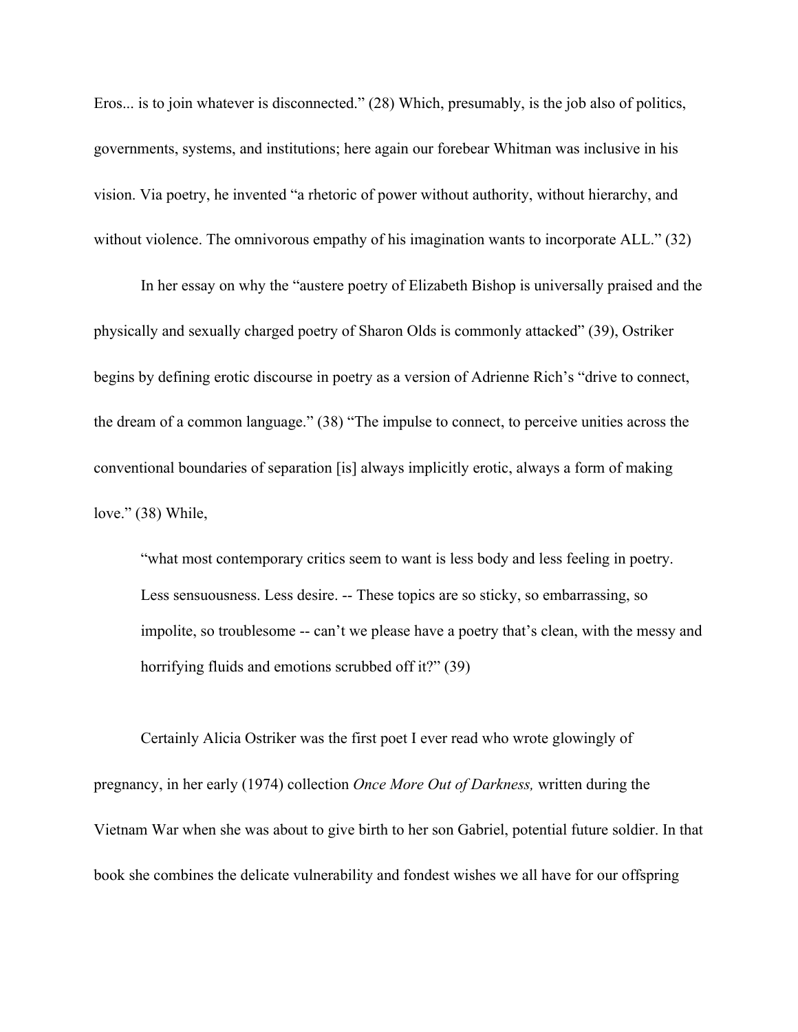Eros... is to join whatever is disconnected.” (28) Which, presumably, is the job also of politics, governments, systems, and institutions; here again our forebear Whitman was inclusive in his vision. Via poetry, he invented “a rhetoric of power without authority, without hierarchy, and without violence. The omnivorous empathy of his imagination wants to incorporate ALL.” (32)

In her essay on why the “austere poetry of Elizabeth Bishop is universally praised and the physically and sexually charged poetry of Sharon Olds is commonly attacked” (39), Ostriker begins by defining erotic discourse in poetry as a version of Adrienne Rich’s “drive to connect, the dream of a common language.” (38) “The impulse to connect, to perceive unities across the conventional boundaries of separation [is] always implicitly erotic, always a form of making love.” (38) While,

> “what most contemporary critics seem to want is less body and less feeling in poetry. Less sensuousness. Less desire. -- These topics are so sticky, so embarrassing, so impolite, so troublesome -- can’t we please have a poetry that’s clean, with the messy and horrifying fluids and emotions scrubbed off it?” (39)

Certainly Alicia Ostriker was the first poet I ever read who wrote glowingly of pregnancy, in her early (1974) collection *Once More Out of Darkness,* written during the Vietnam War when she was about to give birth to her son Gabriel, potential future soldier. In that book she combines the delicate vulnerability and fondest wishes we all have for our offspring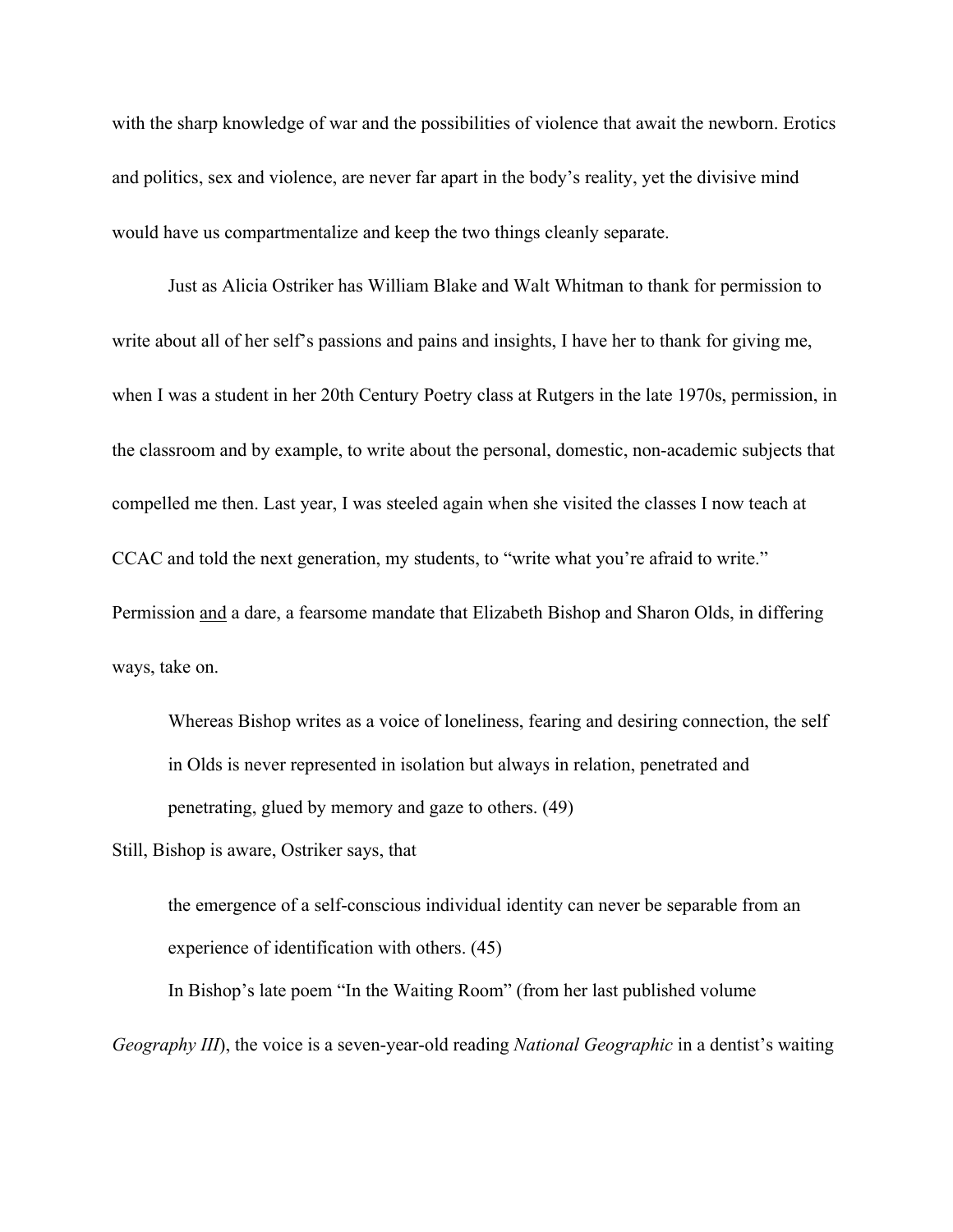with the sharp knowledge of war and the possibilities of violence that await the newborn. Erotics and politics, sex and violence, are never far apart in the body's reality, yet the divisive mind would have us compartmentalize and keep the two things cleanly separate.

Just as Alicia Ostriker has William Blake and Walt Whitman to thank for permission to write about all of her self's passions and pains and insights, I have her to thank for giving me, when I was a student in her 20th Century Poetry class at Rutgers in the late 1970s, permission, in the classroom and by example, to write about the personal, domestic, non-academic subjects that compelled me then. Last year, I was steeled again when she visited the classes I now teach at CCAC and told the next generation, my students, to "write what you're afraid to write." Permission <u>and</u> a dare, a fearsome mandate that Elizabeth Bishop and Sharon Olds, in differing ways, take on.

> Whereas Bishop writes as a voice of loneliness, fearing and desiring connection, the self in Olds is never represented in isolation but always in relation, penetrated and penetrating, glued by memory and gaze to others. (49)

Still, Bishop is aware, Ostriker says, that

> the emergence of a self-conscious individual identity can never be separable from an experience of identification with others. (45)

In Bishop's late poem "In the Waiting Room" (from her last published volume *Geography III*), the voice is a seven-year-old reading *National Geographic* in a dentist's waiting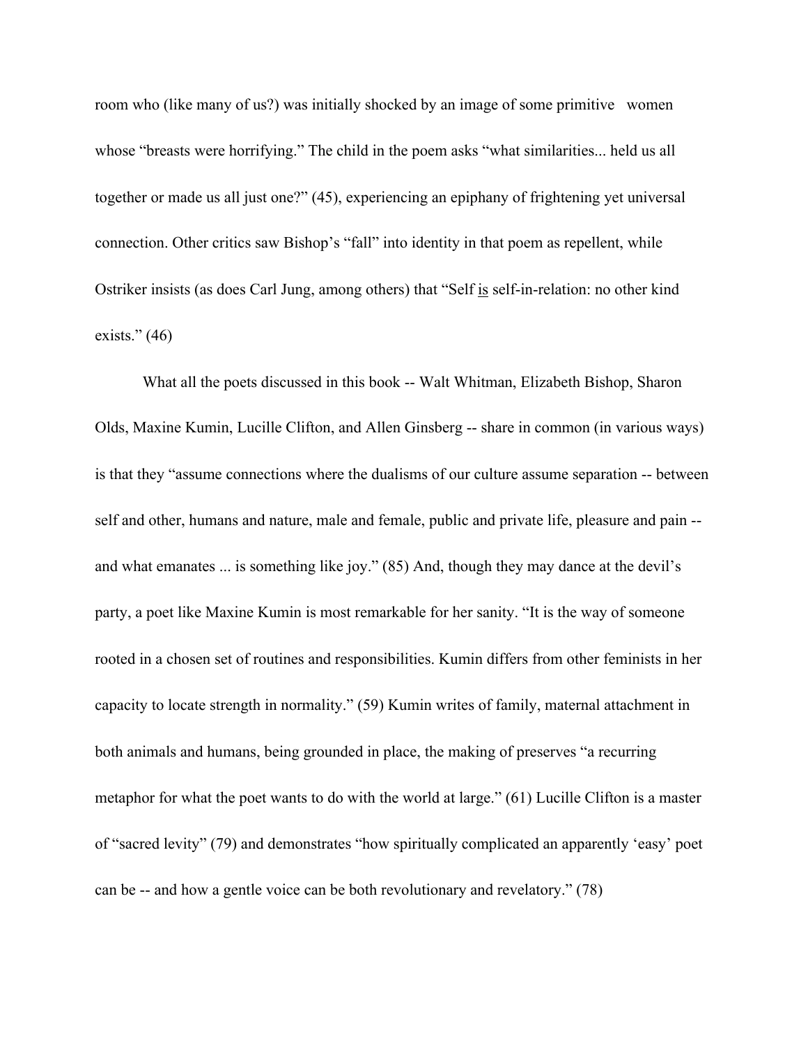room who (like many of us?) was initially shocked by an image of some primitive women whose "breasts were horrifying." The child in the poem asks "what similarities... held us all together or made us all just one?" (45), experiencing an epiphany of frightening yet universal connection. Other critics saw Bishop's "fall" into identity in that poem as repellent, while Ostriker insists (as does Carl Jung, among others) that "Self <u>is</u> self-in-relation: no other kind exists." (46)

What all the poets discussed in this book -- Walt Whitman, Elizabeth Bishop, Sharon Olds, Maxine Kumin, Lucille Clifton, and Allen Ginsberg -- share in common (in various ways) is that they "assume connections where the dualisms of our culture assume separation -- between self and other, humans and nature, male and female, public and private life, pleasure and pain -- and what emanates ... is something like joy." (85) And, though they may dance at the devil's party, a poet like Maxine Kumin is most remarkable for her sanity. "It is the way of someone rooted in a chosen set of routines and responsibilities. Kumin differs from other feminists in her capacity to locate strength in normality." (59) Kumin writes of family, maternal attachment in both animals and humans, being grounded in place, the making of preserves "a recurring metaphor for what the poet wants to do with the world at large." (61) Lucille Clifton is a master of "sacred levity" (79) and demonstrates "how spiritually complicated an apparently 'easy' poet can be -- and how a gentle voice can be both revolutionary and revelatory." (78)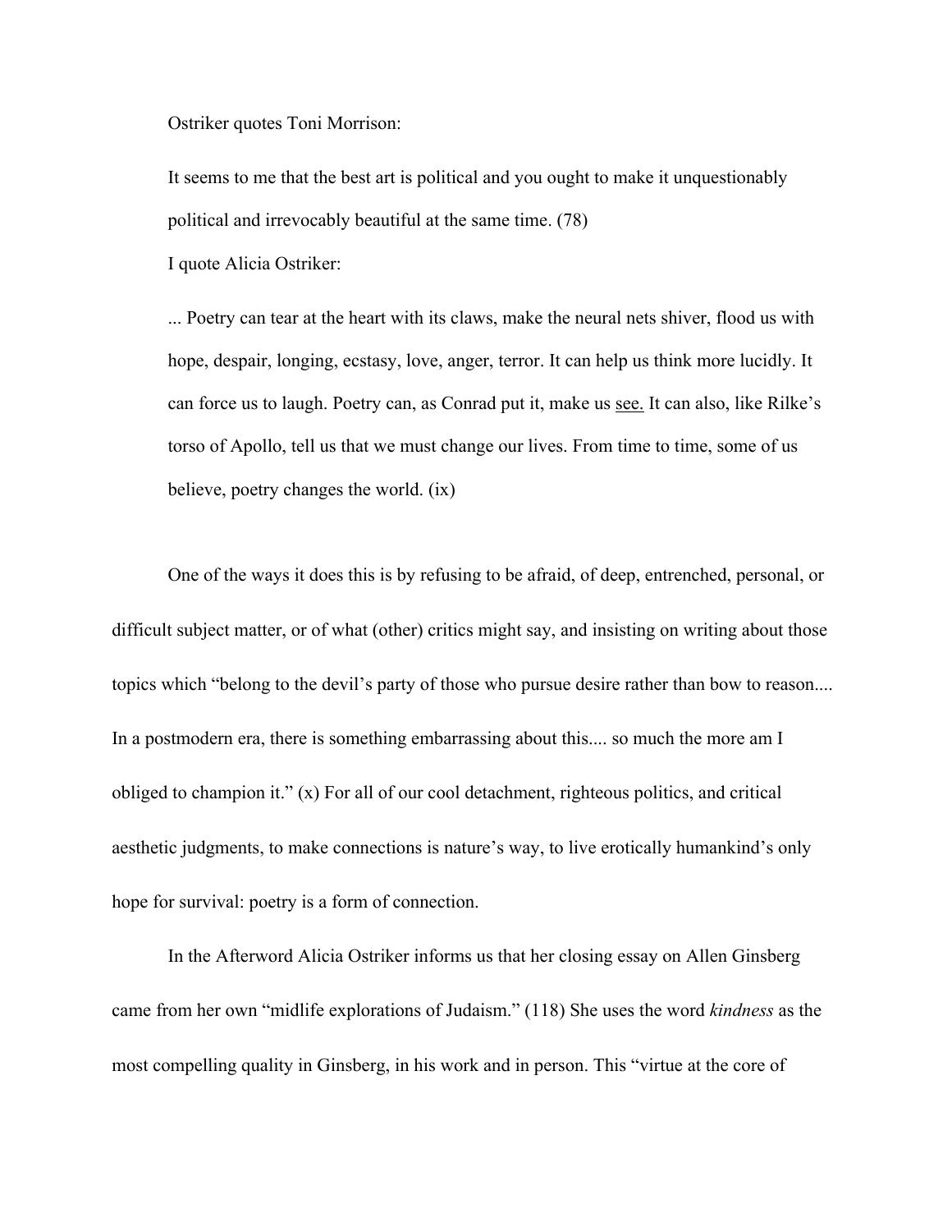Ostriker quotes Toni Morrison:

> It seems to me that the best art is political and you ought to make it unquestionably political and irrevocably beautiful at the same time. (78)

I quote Alicia Ostriker:

> ... Poetry can tear at the heart with its claws, make the neural nets shiver, flood us with hope, despair, longing, ecstasy, love, anger, terror. It can help us think more lucidly. It can force us to laugh. Poetry can, as Conrad put it, make us <u>see.</u> It can also, like Rilke's torso of Apollo, tell us that we must change our lives. From time to time, some of us believe, poetry changes the world. (ix)

One of the ways it does this is by refusing to be afraid, of deep, entrenched, personal, or difficult subject matter, or of what (other) critics might say, and insisting on writing about those topics which "belong to the devil's party of those who pursue desire rather than bow to reason.... In a postmodern era, there is something embarrassing about this.... so much the more am I obliged to champion it." (x) For all of our cool detachment, righteous politics, and critical aesthetic judgments, to make connections is nature's way, to live erotically humankind's only hope for survival: poetry is a form of connection.

In the Afterword Alicia Ostriker informs us that her closing essay on Allen Ginsberg came from her own "midlife explorations of Judaism." (118) She uses the word *kindness* as the most compelling quality in Ginsberg, in his work and in person. This "virtue at the core of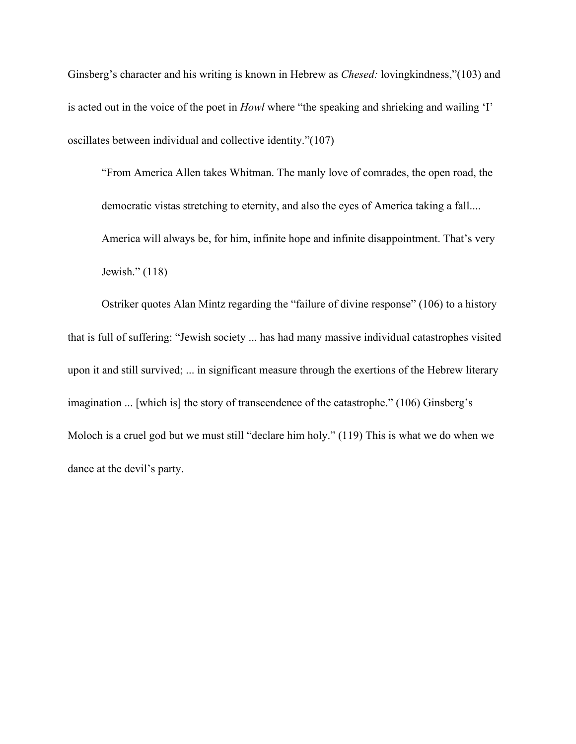Ginsberg's character and his writing is known in Hebrew as *Chesed:* lovingkindness,"(103) and is acted out in the voice of the poet in *Howl* where "the speaking and shrieking and wailing 'I' oscillates between individual and collective identity."(107)

> "From America Allen takes Whitman. The manly love of comrades, the open road, the democratic vistas stretching to eternity, and also the eyes of America taking a fall.... America will always be, for him, infinite hope and infinite disappointment. That's very Jewish." (118)

Ostriker quotes Alan Mintz regarding the "failure of divine response" (106) to a history that is full of suffering: "Jewish society ... has had many massive individual catastrophes visited upon it and still survived; ... in significant measure through the exertions of the Hebrew literary imagination ... [which is] the story of transcendence of the catastrophe." (106) Ginsberg's Moloch is a cruel god but we must still "declare him holy." (119) This is what we do when we dance at the devil's party.